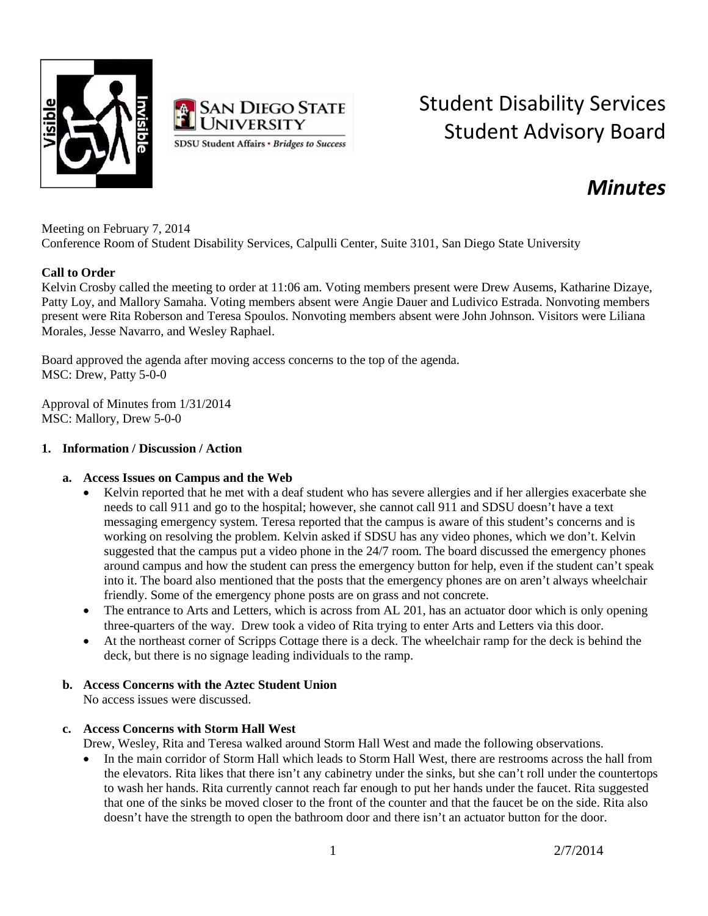# Student Disability Services Student Advisory Board

## *Minutes*

Meeting on February 7, 2014
Conference Room of Student Disability Services, Calpulli Center, Suite 3101, San Diego State University

**Call to Order**

Kelvin Crosby called the meeting to order at 11:06 am. Voting members present were Drew Ausems, Katharine Dizaye, Patty Loy, and Mallory Samaha. Voting members absent were Angie Dauer and Ludivico Estrada. Nonvoting members present were Rita Roberson and Teresa Spoulos. Nonvoting members absent were John Johnson. Visitors were Liliana Morales, Jesse Navarro, and Wesley Raphael.

Board approved the agenda after moving access concerns to the top of the agenda.
MSC: Drew, Patty 5-0-0

Approval of Minutes from 1/31/2014
MSC: Mallory, Drew 5-0-0

**1. Information / Discussion / Action**

**a. Access Issues on Campus and the Web**

- Kelvin reported that he met with a deaf student who has severe allergies and if her allergies exacerbate she needs to call 911 and go to the hospital; however, she cannot call 911 and SDSU doesn't have a text messaging emergency system. Teresa reported that the campus is aware of this student's concerns and is working on resolving the problem. Kelvin asked if SDSU has any video phones, which we don't. Kelvin suggested that the campus put a video phone in the 24/7 room. The board discussed the emergency phones around campus and how the student can press the emergency button for help, even if the student can't speak into it. The board also mentioned that the posts that the emergency phones are on aren't always wheelchair friendly. Some of the emergency phone posts are on grass and not concrete.
- The entrance to Arts and Letters, which is across from AL 201, has an actuator door which is only opening three-quarters of the way. Drew took a video of Rita trying to enter Arts and Letters via this door.
- At the northeast corner of Scripps Cottage there is a deck. The wheelchair ramp for the deck is behind the deck, but there is no signage leading individuals to the ramp.

**b. Access Concerns with the Aztec Student Union**

No access issues were discussed.

**c. Access Concerns with Storm Hall West**

Drew, Wesley, Rita and Teresa walked around Storm Hall West and made the following observations.

- In the main corridor of Storm Hall which leads to Storm Hall West, there are restrooms across the hall from the elevators. Rita likes that there isn't any cabinetry under the sinks, but she can't roll under the countertops to wash her hands. Rita currently cannot reach far enough to put her hands under the faucet. Rita suggested that one of the sinks be moved closer to the front of the counter and that the faucet be on the side. Rita also doesn't have the strength to open the bathroom door and there isn't an actuator button for the door.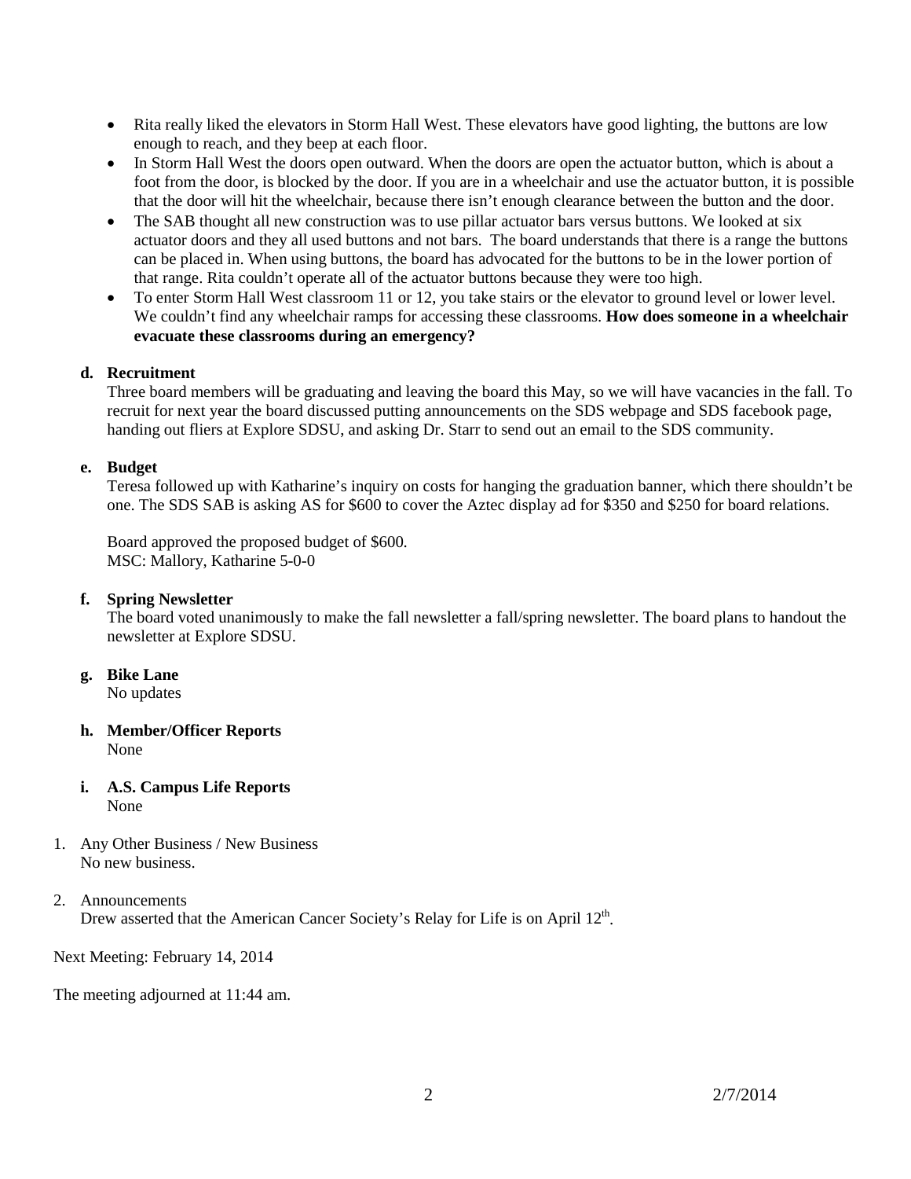- Rita really liked the elevators in Storm Hall West. These elevators have good lighting, the buttons are low enough to reach, and they beep at each floor.
- In Storm Hall West the doors open outward. When the doors are open the actuator button, which is about a foot from the door, is blocked by the door. If you are in a wheelchair and use the actuator button, it is possible that the door will hit the wheelchair, because there isn't enough clearance between the button and the door.
- The SAB thought all new construction was to use pillar actuator bars versus buttons. We looked at six actuator doors and they all used buttons and not bars. The board understands that there is a range the buttons can be placed in. When using buttons, the board has advocated for the buttons to be in the lower portion of that range. Rita couldn't operate all of the actuator buttons because they were too high.
- To enter Storm Hall West classroom 11 or 12, you take stairs or the elevator to ground level or lower level. We couldn't find any wheelchair ramps for accessing these classrooms. **How does someone in a wheelchair evacuate these classrooms during an emergency?**

**d. Recruitment**

Three board members will be graduating and leaving the board this May, so we will have vacancies in the fall. To recruit for next year the board discussed putting announcements on the SDS webpage and SDS facebook page, handing out fliers at Explore SDSU, and asking Dr. Starr to send out an email to the SDS community.

**e. Budget**

Teresa followed up with Katharine's inquiry on costs for hanging the graduation banner, which there shouldn't be one. The SDS SAB is asking AS for $600 to cover the Aztec display ad for $350 and $250 for board relations.

Board approved the proposed budget of $600.
MSC: Mallory, Katharine 5-0-0

**f. Spring Newsletter**

The board voted unanimously to make the fall newsletter a fall/spring newsletter. The board plans to handout the newsletter at Explore SDSU.

**g. Bike Lane**

No updates

**h. Member/Officer Reports**

None

**i. A.S. Campus Life Reports**

None

1. Any Other Business / New Business
   No new business.

2. Announcements
   Drew asserted that the American Cancer Society's Relay for Life is on April 12th.

Next Meeting: February 14, 2014

The meeting adjourned at 11:44 am.